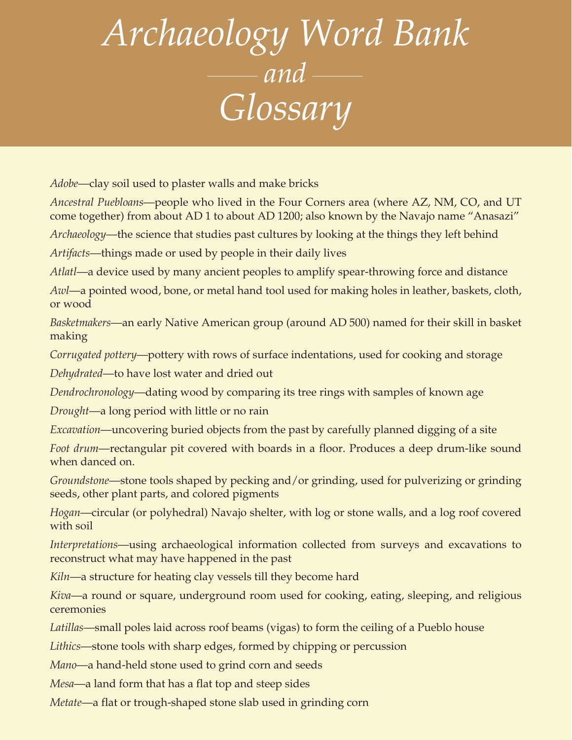# *Archaeology Word Bank and Glossary*

*Adobe*—clay soil used to plaster walls and make bricks

*Ancestral Puebloans*—people who lived in the Four Corners area (where AZ, NM, CO, and UT come together) from about AD 1 to about AD 1200; also known by the Navajo name "Anasazi"

*Archaeology*—the science that studies past cultures by looking at the things they left behind

*Artifacts*—things made or used by people in their daily lives

*Atlatl*—a device used by many ancient peoples to amplify spear-throwing force and distance

*Awl*—a pointed wood, bone, or metal hand tool used for making holes in leather, baskets, cloth, or wood

*Basketmakers*—an early Native American group (around AD 500) named for their skill in basket making

*Corrugated pottery*—pottery with rows of surface indentations, used for cooking and storage

*Dehydrated*—to have lost water and dried out

*Dendrochronology*—dating wood by comparing its tree rings with samples of known age

*Drought*—a long period with little or no rain

*Excavation*—uncovering buried objects from the past by carefully planned digging of a site

*Foot drum*—rectangular pit covered with boards in a floor. Produces a deep drum-like sound when danced on.

*Groundstone*—stone tools shaped by pecking and/or grinding, used for pulverizing or grinding seeds, other plant parts, and colored pigments

*Hogan*—circular (or polyhedral) Navajo shelter, with log or stone walls, and a log roof covered with soil

*Interpretations*—using archaeological information collected from surveys and excavations to reconstruct what may have happened in the past

*Kiln*—a structure for heating clay vessels till they become hard

*Kiva*—a round or square, underground room used for cooking, eating, sleeping, and religious ceremonies

*Latillas*—small poles laid across roof beams (vigas) to form the ceiling of a Pueblo house

*Lithics*—stone tools with sharp edges, formed by chipping or percussion

*Mano*—a hand-held stone used to grind corn and seeds

*Mesa*—a land form that has a flat top and steep sides

*Metate*—a flat or trough-shaped stone slab used in grinding corn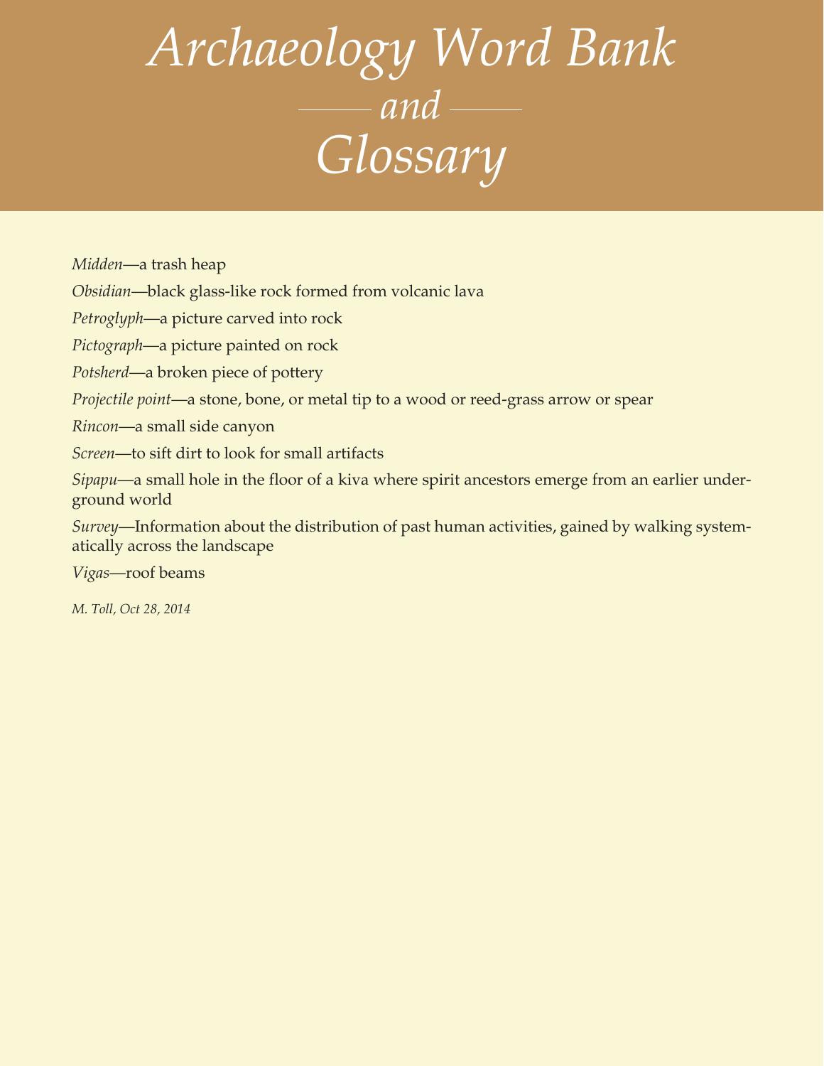# Archaeology Word Bank

## *and*

# Glossary

*Midden*—a trash heap

*Obsidian*—black glass-like rock formed from volcanic lava

*Petroglyph*—a picture carved into rock

*Pictograph*—a picture painted on rock

*Potsherd*—a broken piece of pottery

*Projectile point*—a stone, bone, or metal tip to a wood or reed-grass arrow or spear

*Rincon*—a small side canyon

*Screen*—to sift dirt to look for small artifacts

*Sipapu*—a small hole in the floor of a kiva where spirit ancestors emerge from an earlier underground world

*Survey*—Information about the distribution of past human activities, gained by walking systematically across the landscape

*Vigas*—roof beams

*M. Toll, Oct 28, 2014*